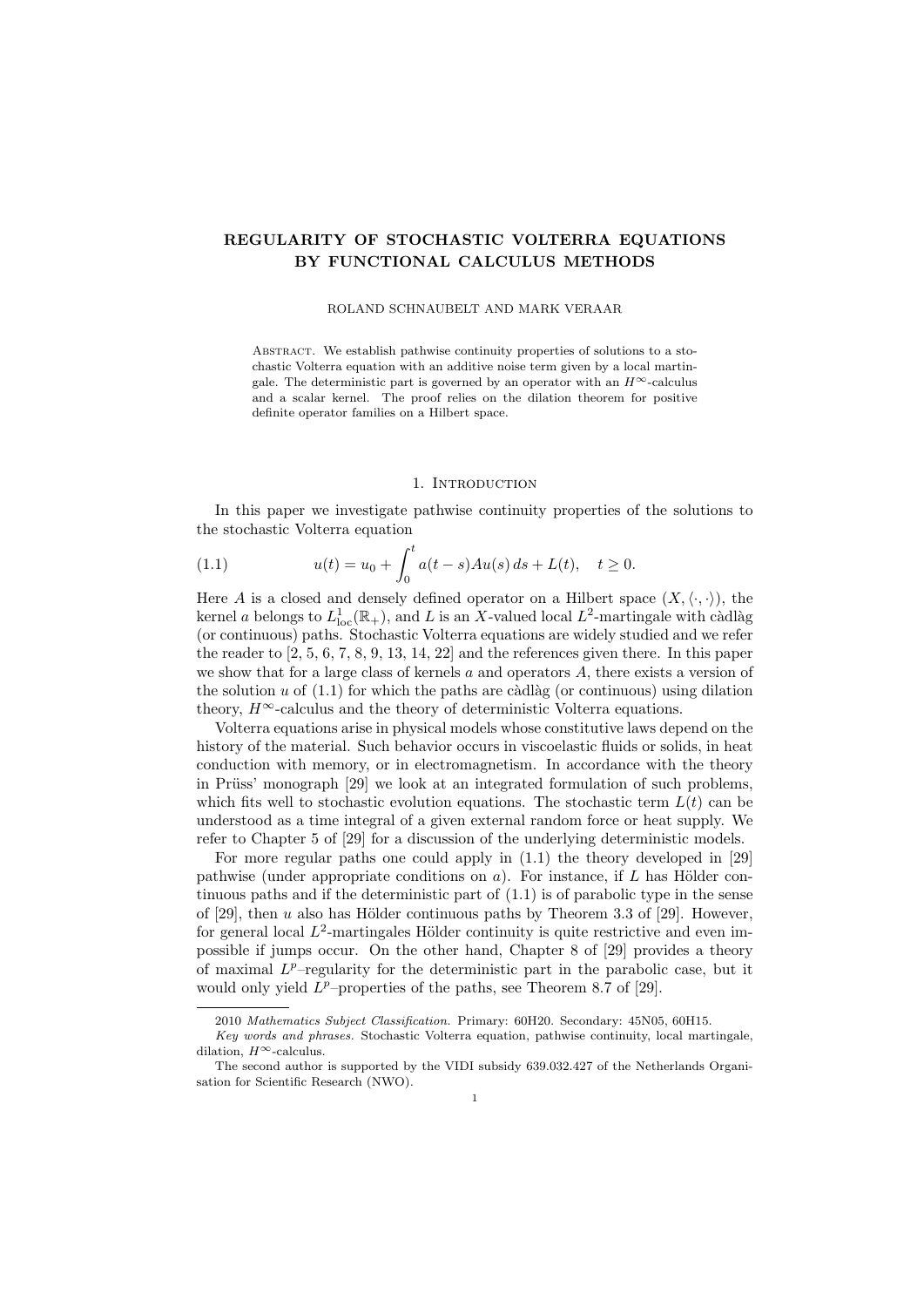# REGULARITY OF STOCHASTIC VOLTERRA EQUATIONS BY FUNCTIONAL CALCULUS METHODS

ROLAND SCHNAUBELT AND MARK VERAAR

Abstract. We establish pathwise continuity properties of solutions to a stochastic Volterra equation with an additive noise term given by a local martingale. The deterministic part is governed by an operator with an $H^\infty$-calculus and a scalar kernel. The proof relies on the dilation theorem for positive definite operator families on a Hilbert space.

## 1. Introduction

In this paper we investigate pathwise continuity properties of the solutions to the stochastic Volterra equation

$$u(t) = u_0 + \int_0^t a(t-s)Au(s)\,ds + L(t), \quad t \geq 0. \tag{1.1}$$

Here $A$ is a closed and densely defined operator on a Hilbert space $(X, \langle\cdot,\cdot\rangle)$, the kernel $a$ belongs to $L^1_{\rm loc}(\mathbb{R}_+)$, and $L$ is an $X$-valued local $L^2$-martingale with càdlàg (or continuous) paths. Stochastic Volterra equations are widely studied and we refer the reader to [2, 5, 6, 7, 8, 9, 13, 14, 22] and the references given there. In this paper we show that for a large class of kernels $a$ and operators $A$, there exists a version of the solution $u$ of (1.1) for which the paths are càdlàg (or continuous) using dilation theory, $H^\infty$-calculus and the theory of deterministic Volterra equations.

Volterra equations arise in physical models whose constitutive laws depend on the history of the material. Such behavior occurs in viscoelastic fluids or solids, in heat conduction with memory, or in electromagnetism. In accordance with the theory in Prüss' monograph [29] we look at an integrated formulation of such problems, which fits well to stochastic evolution equations. The stochastic term $L(t)$ can be understood as a time integral of a given external random force or heat supply. We refer to Chapter 5 of [29] for a discussion of the underlying deterministic models.

For more regular paths one could apply in (1.1) the theory developed in [29] pathwise (under appropriate conditions on $a$). For instance, if $L$ has Hölder continuous paths and if the deterministic part of (1.1) is of parabolic type in the sense of [29], then $u$ also has Hölder continuous paths by Theorem 3.3 of [29]. However, for general local $L^2$-martingales Hölder continuity is quite restrictive and even impossible if jumps occur. On the other hand, Chapter 8 of [29] provides a theory of maximal $L^p$–regularity for the deterministic part in the parabolic case, but it would only yield $L^p$–properties of the paths, see Theorem 8.7 of [29].

---

2010 *Mathematics Subject Classification.* Primary: 60H20. Secondary: 45N05, 60H15.

*Key words and phrases.* Stochastic Volterra equation, pathwise continuity, local martingale, dilation, $H^\infty$-calculus.

The second author is supported by the VIDI subsidy 639.032.427 of the Netherlands Organisation for Scientific Research (NWO).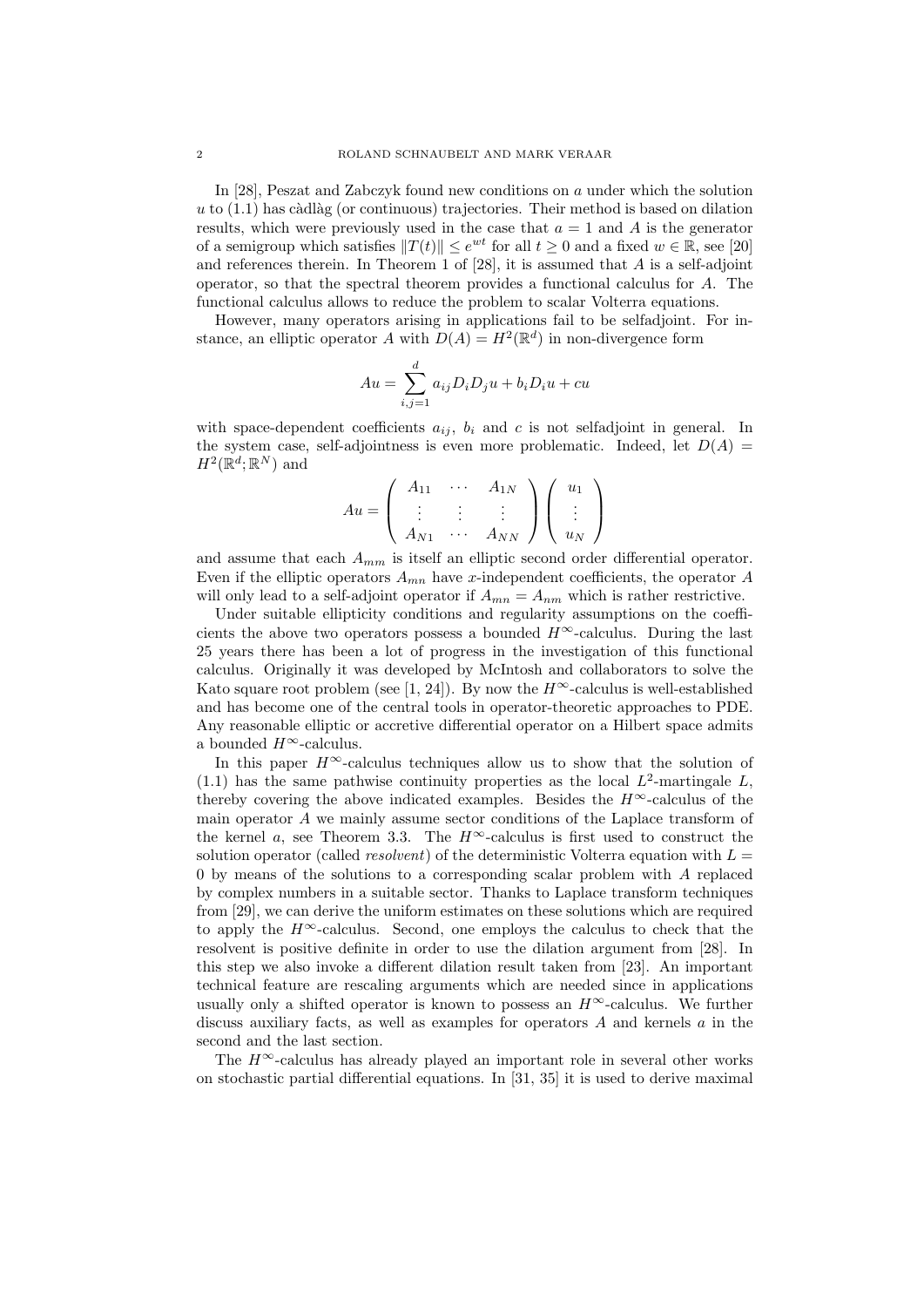In [28], Peszat and Zabczyk found new conditions on $a$ under which the solution $u$ to (1.1) has càdlàg (or continuous) trajectories. Their method is based on dilation results, which were previously used in the case that $a = 1$ and $A$ is the generator of a semigroup which satisfies $\|T(t)\| \leq e^{wt}$ for all $t \geq 0$ and a fixed $w \in \mathbb{R}$, see [20] and references therein. In Theorem 1 of [28], it is assumed that $A$ is a self-adjoint operator, so that the spectral theorem provides a functional calculus for $A$. The functional calculus allows to reduce the problem to scalar Volterra equations.

However, many operators arising in applications fail to be selfadjoint. For instance, an elliptic operator $A$ with $D(A) = H^2(\mathbb{R}^d)$ in non-divergence form

$$Au = \sum_{i,j=1}^{d} a_{ij} D_i D_j u + b_i D_i u + cu$$

with space-dependent coefficients $a_{ij}$, $b_i$ and $c$ is not selfadjoint in general. In the system case, self-adjointness is even more problematic. Indeed, let $D(A) = H^2(\mathbb{R}^d; \mathbb{R}^N)$ and

$$Au = \begin{pmatrix} A_{11} & \cdots & A_{1N} \\ \vdots & \vdots & \vdots \\ A_{N1} & \cdots & A_{NN} \end{pmatrix} \begin{pmatrix} u_1 \\ \vdots \\ u_N \end{pmatrix}$$

and assume that each $A_{mm}$ is itself an elliptic second order differential operator. Even if the elliptic operators $A_{mn}$ have $x$-independent coefficients, the operator $A$ will only lead to a self-adjoint operator if $A_{mn} = A_{nm}$ which is rather restrictive.

Under suitable ellipticity conditions and regularity assumptions on the coefficients the above two operators possess a bounded $H^\infty$-calculus. During the last 25 years there has been a lot of progress in the investigation of this functional calculus. Originally it was developed by McIntosh and collaborators to solve the Kato square root problem (see [1, 24]). By now the $H^\infty$-calculus is well-established and has become one of the central tools in operator-theoretic approaches to PDE. Any reasonable elliptic or accretive differential operator on a Hilbert space admits a bounded $H^\infty$-calculus.

In this paper $H^\infty$-calculus techniques allow us to show that the solution of (1.1) has the same pathwise continuity properties as the local $L^2$-martingale $L$, thereby covering the above indicated examples. Besides the $H^\infty$-calculus of the main operator $A$ we mainly assume sector conditions of the Laplace transform of the kernel $a$, see Theorem 3.3. The $H^\infty$-calculus is first used to construct the solution operator (called *resolvent*) of the deterministic Volterra equation with $L = 0$ by means of the solutions to a corresponding scalar problem with $A$ replaced by complex numbers in a suitable sector. Thanks to Laplace transform techniques from [29], we can derive the uniform estimates on these solutions which are required to apply the $H^\infty$-calculus. Second, one employs the calculus to check that the resolvent is positive definite in order to use the dilation argument from [28]. In this step we also invoke a different dilation result taken from [23]. An important technical feature are rescaling arguments which are needed since in applications usually only a shifted operator is known to possess an $H^\infty$-calculus. We further discuss auxiliary facts, as well as examples for operators $A$ and kernels $a$ in the second and the last section.

The $H^\infty$-calculus has already played an important role in several other works on stochastic partial differential equations. In [31, 35] it is used to derive maximal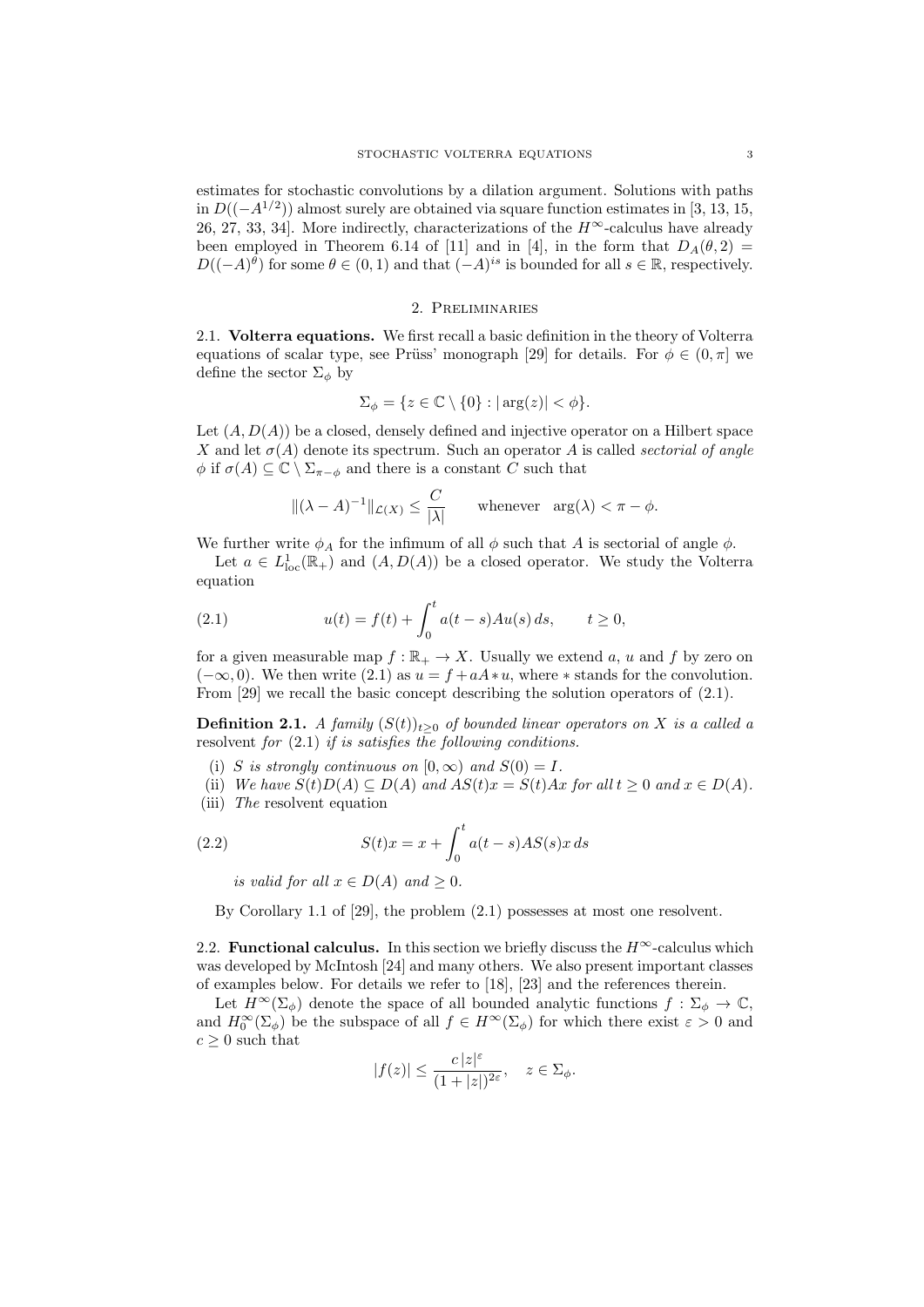estimates for stochastic convolutions by a dilation argument. Solutions with paths in $D((-A^{1/2}))$ almost surely are obtained via square function estimates in [3, 13, 15, 26, 27, 33, 34]. More indirectly, characterizations of the $H^\infty$-calculus have already been employed in Theorem 6.14 of [11] and in [4], in the form that $D_A(\theta, 2) = D((-A)^\theta)$ for some $\theta \in (0,1)$ and that $(-A)^{is}$ is bounded for all $s \in \mathbb{R}$, respectively.

## 2. Preliminaries

**2.1. Volterra equations.** We first recall a basic definition in the theory of Volterra equations of scalar type, see Prüss' monograph [29] for details. For $\phi \in (0, \pi]$ we define the sector $\Sigma_\phi$ by

$$\Sigma_\phi = \{z \in \mathbb{C} \setminus \{0\} : |\arg(z)| < \phi\}.$$

Let $(A, D(A))$ be a closed, densely defined and injective operator on a Hilbert space $X$ and let $\sigma(A)$ denote its spectrum. Such an operator $A$ is called *sectorial of angle* $\phi$ if $\sigma(A) \subseteq \mathbb{C} \setminus \Sigma_{\pi-\phi}$ and there is a constant $C$ such that

$$\|(\lambda - A)^{-1}\|_{\mathcal{L}(X)} \leq \frac{C}{|\lambda|} \qquad \text{whenever} \quad \arg(\lambda) < \pi - \phi.$$

We further write $\phi_A$ for the infimum of all $\phi$ such that $A$ is sectorial of angle $\phi$.

Let $a \in L^1_{\text{loc}}(\mathbb{R}_+)$ and $(A, D(A))$ be a closed operator. We study the Volterra equation

$$u(t) = f(t) + \int_0^t a(t-s)Au(s)\,ds, \qquad t \geq 0, \tag{2.1}$$

for a given measurable map $f : \mathbb{R}_+ \to X$. Usually we extend $a$, $u$ and $f$ by zero on $(-\infty, 0)$. We then write (2.1) as $u = f + aA * u$, where $*$ stands for the convolution. From [29] we recall the basic concept describing the solution operators of (2.1).

**Definition 2.1.** *A family $(S(t))_{t\geq 0}$ of bounded linear operators on $X$ is a called a* resolvent *for (2.1) if is satisfies the following conditions.*

(i) *$S$ is strongly continuous on $[0, \infty)$ and $S(0) = I$.*
(ii) *We have $S(t)D(A) \subseteq D(A)$ and $AS(t)x = S(t)Ax$ for all $t \geq 0$ and $x \in D(A)$.*
(iii) *The* resolvent equation

$$S(t)x = x + \int_0^t a(t-s)AS(s)x\,ds \tag{2.2}$$

*is valid for all $x \in D(A)$ and $\geq 0$.*

By Corollary 1.1 of [29], the problem (2.1) possesses at most one resolvent.

**2.2. Functional calculus.** In this section we briefly discuss the $H^\infty$-calculus which was developed by McIntosh [24] and many others. We also present important classes of examples below. For details we refer to [18], [23] and the references therein.

Let $H^\infty(\Sigma_\phi)$ denote the space of all bounded analytic functions $f : \Sigma_\phi \to \mathbb{C}$, and $H_0^\infty(\Sigma_\phi)$ be the subspace of all $f \in H^\infty(\Sigma_\phi)$ for which there exist $\varepsilon > 0$ and $c \geq 0$ such that

$$|f(z)| \leq \frac{c\,|z|^\varepsilon}{(1 + |z|)^{2\varepsilon}}, \quad z \in \Sigma_\phi.$$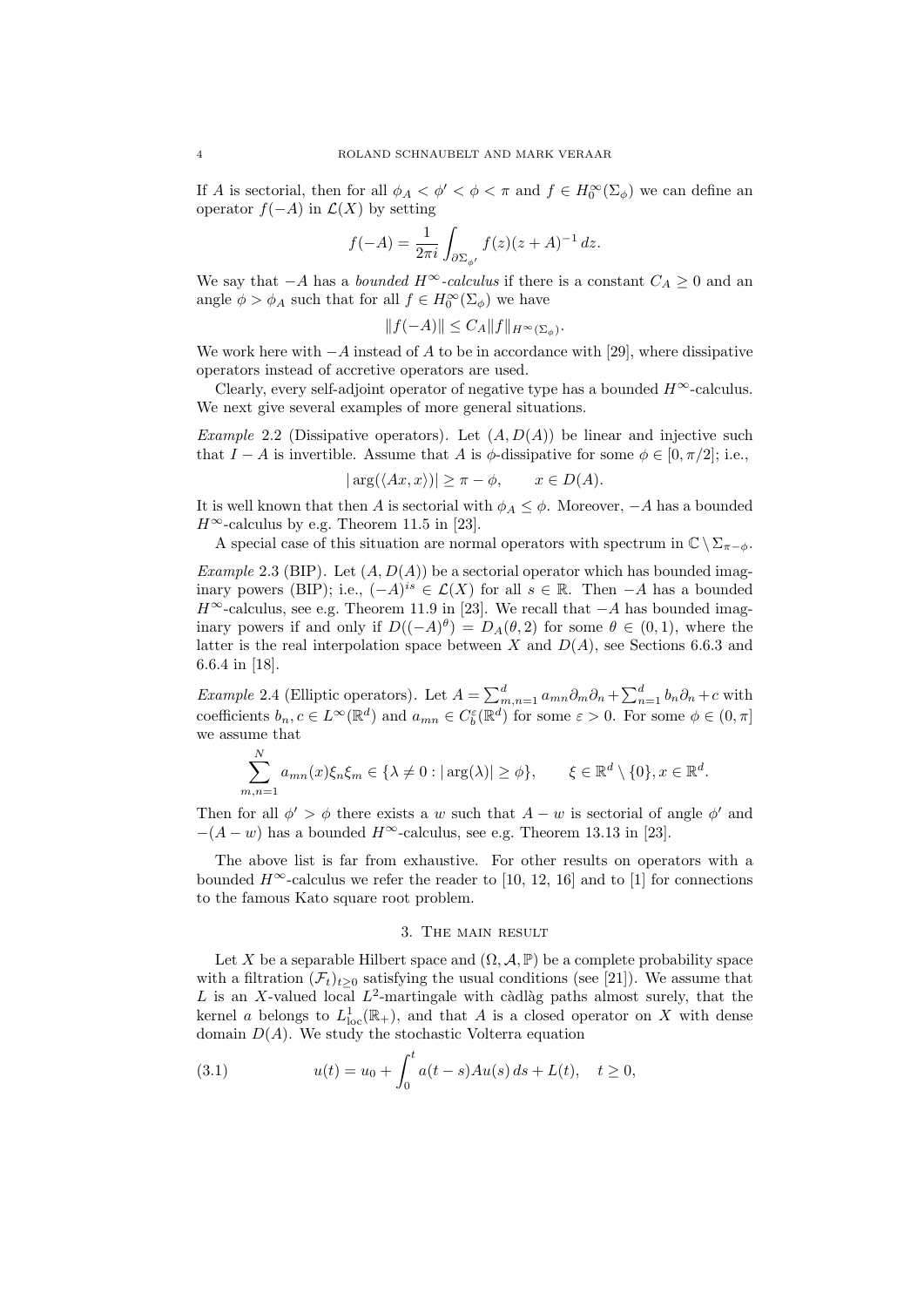If $A$ is sectorial, then for all $\phi_A < \phi' < \phi < \pi$ and $f \in H_0^\infty(\Sigma_\phi)$ we can define an operator $f(-A)$ in $\mathcal{L}(X)$ by setting

$$f(-A) = \frac{1}{2\pi i}\int_{\partial \Sigma_{\phi'}} f(z)(z+A)^{-1}\,dz.$$

We say that $-A$ has a *bounded $H^\infty$-calculus* if there is a constant $C_A \geq 0$ and an angle $\phi > \phi_A$ such that for all $f \in H_0^\infty(\Sigma_\phi)$ we have

$$\|f(-A)\| \leq C_A \|f\|_{H^\infty(\Sigma_\phi)}.$$

We work here with $-A$ instead of $A$ to be in accordance with [29], where dissipative operators instead of accretive operators are used.

Clearly, every self-adjoint operator of negative type has a bounded $H^\infty$-calculus. We next give several examples of more general situations.

*Example* 2.2 (Dissipative operators). Let $(A, D(A))$ be linear and injective such that $I - A$ is invertible. Assume that $A$ is $\phi$-dissipative for some $\phi \in [0, \pi/2]$; i.e.,

$$|\arg(\langle Ax, x\rangle)| \geq \pi - \phi, \qquad x \in D(A).$$

It is well known that then $A$ is sectorial with $\phi_A \leq \phi$. Moreover, $-A$ has a bounded $H^\infty$-calculus by e.g. Theorem 11.5 in [23].

A special case of this situation are normal operators with spectrum in $\mathbb{C} \setminus \Sigma_{\pi-\phi}$.

*Example* 2.3 (BIP). Let $(A, D(A))$ be a sectorial operator which has bounded imaginary powers (BIP); i.e., $(-A)^{is} \in \mathcal{L}(X)$ for all $s \in \mathbb{R}$. Then $-A$ has a bounded $H^\infty$-calculus, see e.g. Theorem 11.9 in [23]. We recall that $-A$ has bounded imaginary powers if and only if $D((-A)^\theta) = D_A(\theta, 2)$ for some $\theta \in (0,1)$, where the latter is the real interpolation space between $X$ and $D(A)$, see Sections 6.6.3 and 6.6.4 in [18].

*Example* 2.4 (Elliptic operators). Let $A = \sum_{m,n=1}^d a_{mn}\partial_m\partial_n + \sum_{n=1}^d b_n \partial_n + c$ with coefficients $b_n, c \in L^\infty(\mathbb{R}^d)$ and $a_{mn} \in C_b^\varepsilon(\mathbb{R}^d)$ for some $\varepsilon > 0$. For some $\phi \in (0, \pi]$ we assume that

$$\sum_{m,n=1}^N a_{mn}(x)\xi_n\xi_m \in \{\lambda \neq 0 : |\arg(\lambda)| \geq \phi\}, \qquad \xi \in \mathbb{R}^d \setminus \{0\}, x \in \mathbb{R}^d.$$

Then for all $\phi' > \phi$ there exists a $w$ such that $A - w$ is sectorial of angle $\phi'$ and $-(A-w)$ has a bounded $H^\infty$-calculus, see e.g. Theorem 13.13 in [23].

The above list is far from exhaustive. For other results on operators with a bounded $H^\infty$-calculus we refer the reader to [10, 12, 16] and to [1] for connections to the famous Kato square root problem.

## 3. The main result

Let $X$ be a separable Hilbert space and $(\Omega, \mathcal{A}, \mathbb{P})$ be a complete probability space with a filtration $(\mathcal{F}_t)_{t\geq 0}$ satisfying the usual conditions (see [21]). We assume that $L$ is an $X$-valued local $L^2$-martingale with càdlàg paths almost surely, that the kernel $a$ belongs to $L^1_{\text{loc}}(\mathbb{R}_+)$, and that $A$ is a closed operator on $X$ with dense domain $D(A)$. We study the stochastic Volterra equation

$$u(t) = u_0 + \int_0^t a(t-s)Au(s)\,ds + L(t), \quad t \geq 0, \tag{3.1}$$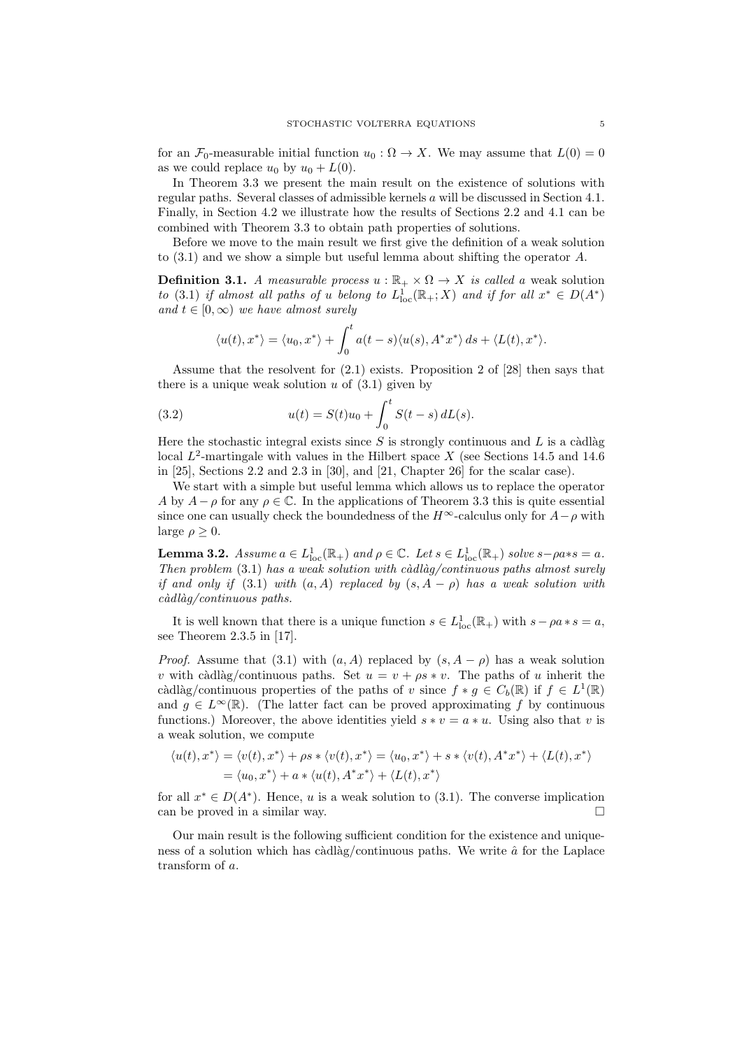for an $\mathcal{F}_0$-measurable initial function $u_0 : \Omega \to X$. We may assume that $L(0) = 0$ as we could replace $u_0$ by $u_0 + L(0)$.

In Theorem 3.3 we present the main result on the existence of solutions with regular paths. Several classes of admissible kernels $a$ will be discussed in Section 4.1. Finally, in Section 4.2 we illustrate how the results of Sections 2.2 and 4.1 can be combined with Theorem 3.3 to obtain path properties of solutions.

Before we move to the main result we first give the definition of a weak solution to (3.1) and we show a simple but useful lemma about shifting the operator $A$.

**Definition 3.1.** *A measurable process $u : \mathbb{R}_+ \times \Omega \to X$ is called a* weak solution *to* (3.1) *if almost all paths of $u$ belong to $L^1_{\mathrm{loc}}(\mathbb{R}_+; X)$ and if for all $x^* \in D(A^*)$ and $t \in [0, \infty)$ we have almost surely*

$$\langle u(t), x^*\rangle = \langle u_0, x^*\rangle + \int_0^t a(t-s)\langle u(s), A^*x^*\rangle \, ds + \langle L(t), x^*\rangle.$$

Assume that the resolvent for (2.1) exists. Proposition 2 of [28] then says that there is a unique weak solution $u$ of (3.1) given by

$$u(t) = S(t)u_0 + \int_0^t S(t-s)\, dL(s). \tag{3.2}$$

Here the stochastic integral exists since $S$ is strongly continuous and $L$ is a càdlàg local $L^2$-martingale with values in the Hilbert space $X$ (see Sections 14.5 and 14.6 in [25], Sections 2.2 and 2.3 in [30], and [21, Chapter 26] for the scalar case).

We start with a simple but useful lemma which allows us to replace the operator $A$ by $A - \rho$ for any $\rho \in \mathbb{C}$. In the applications of Theorem 3.3 this is quite essential since one can usually check the boundedness of the $H^\infty$-calculus only for $A - \rho$ with large $\rho \geq 0$.

**Lemma 3.2.** *Assume $a \in L^1_{\mathrm{loc}}(\mathbb{R}_+)$ and $\rho \in \mathbb{C}$. Let $s \in L^1_{\mathrm{loc}}(\mathbb{R}_+)$ solve $s - \rho a * s = a$. Then problem* (3.1) *has a weak solution with càdlàg/continuous paths almost surely if and only if* (3.1) *with $(a, A)$ replaced by $(s, A - \rho)$ has a weak solution with càdlàg/continuous paths.*

It is well known that there is a unique function $s \in L^1_{\mathrm{loc}}(\mathbb{R}_+)$ with $s - \rho a * s = a$, see Theorem 2.3.5 in [17].

*Proof.* Assume that (3.1) with $(a, A)$ replaced by $(s, A - \rho)$ has a weak solution $v$ with càdlàg/continuous paths. Set $u = v + \rho s * v$. The paths of $u$ inherit the càdlàg/continuous properties of the paths of $v$ since $f * g \in C_b(\mathbb{R})$ if $f \in L^1(\mathbb{R})$ and $g \in L^\infty(\mathbb{R})$. (The latter fact can be proved approximating $f$ by continuous functions.) Moreover, the above identities yield $s * v = a * u$. Using also that $v$ is a weak solution, we compute

$$\begin{aligned}
\langle u(t), x^*\rangle &= \langle v(t), x^*\rangle + \rho s * \langle v(t), x^*\rangle = \langle u_0, x^*\rangle + s * \langle v(t), A^*x^*\rangle + \langle L(t), x^*\rangle \\
&= \langle u_0, x^*\rangle + a * \langle u(t), A^*x^*\rangle + \langle L(t), x^*\rangle
\end{aligned}$$

for all $x^* \in D(A^*)$. Hence, $u$ is a weak solution to (3.1). The converse implication can be proved in a similar way. $\square$

Our main result is the following sufficient condition for the existence and uniqueness of a solution which has càdlàg/continuous paths. We write $\hat{a}$ for the Laplace transform of $a$.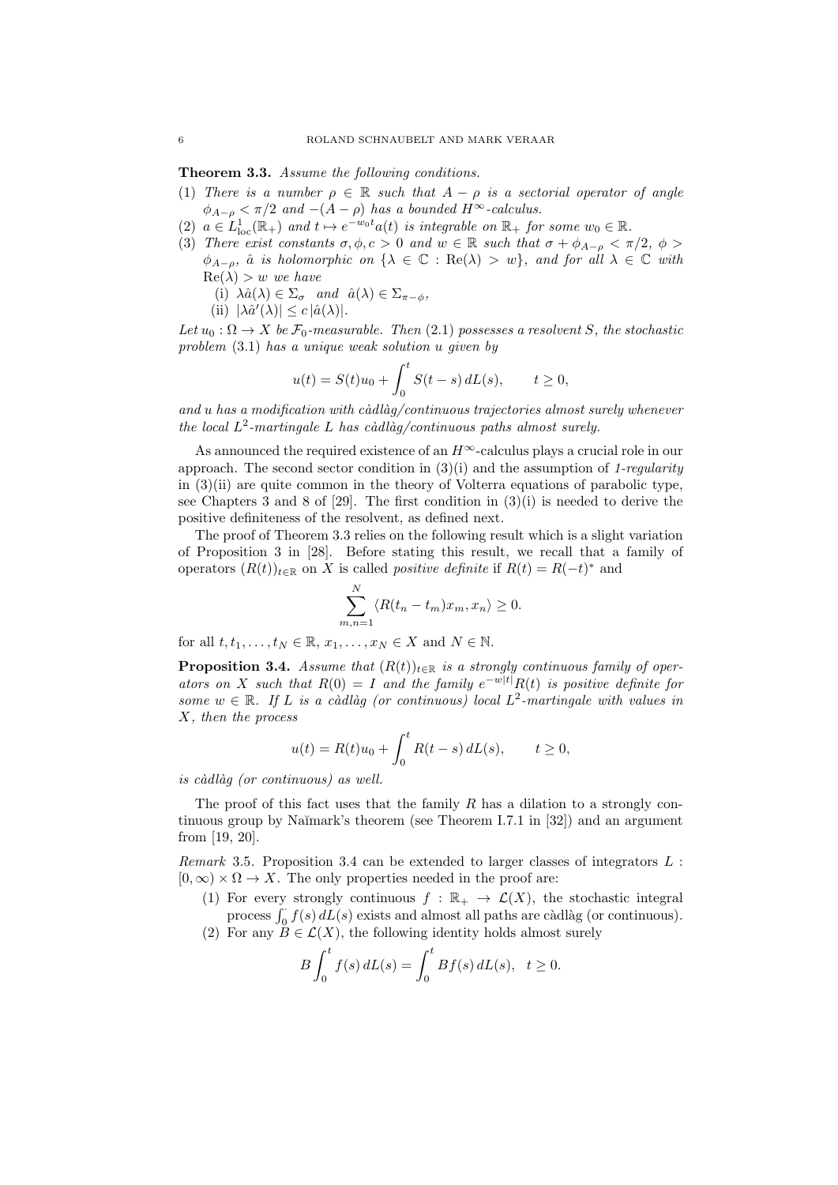**Theorem 3.3.** *Assume the following conditions.*

(1) *There is a number $\rho \in \mathbb{R}$ such that $A - \rho$ is a sectorial operator of angle $\phi_{A-\rho} < \pi/2$ and $-(A - \rho)$ has a bounded $H^\infty$-calculus.*
(2) *$a \in L^1_{\mathrm{loc}}(\mathbb{R}_+)$ and $t \mapsto e^{-w_0 t} a(t)$ is integrable on $\mathbb{R}_+$ for some $w_0 \in \mathbb{R}$.*
(3) *There exist constants $\sigma, \phi, c > 0$ and $w \in \mathbb{R}$ such that $\sigma + \phi_{A-\rho} < \pi/2$, $\phi > \phi_{A-\rho}$, $\hat{a}$ is holomorphic on $\{\lambda \in \mathbb{C} : \mathrm{Re}(\lambda) > w\}$, and for all $\lambda \in \mathbb{C}$ with $\mathrm{Re}(\lambda) > w$ we have*
    (i) *$\lambda \hat{a}(\lambda) \in \Sigma_\sigma$ and $\hat{a}(\lambda) \in \Sigma_{\pi - \phi}$,*
    (ii) *$|\lambda \hat{a}'(\lambda)| \leq c\, |\hat{a}(\lambda)|$.*

*Let $u_0 : \Omega \to X$ be $\mathcal{F}_0$-measurable. Then (2.1) possesses a resolvent $S$, the stochastic problem (3.1) has a unique weak solution $u$ given by*

$$u(t) = S(t)u_0 + \int_0^t S(t-s)\, dL(s), \qquad t \geq 0,$$

*and $u$ has a modification with càdlàg/continuous trajectories almost surely whenever the local $L^2$-martingale $L$ has càdlàg/continuous paths almost surely.*

As announced the required existence of an $H^\infty$-calculus plays a crucial role in our approach. The second sector condition in (3)(i) and the assumption of *1-regularity* in (3)(ii) are quite common in the theory of Volterra equations of parabolic type, see Chapters 3 and 8 of [29]. The first condition in (3)(i) is needed to derive the positive definiteness of the resolvent, as defined next.

The proof of Theorem 3.3 relies on the following result which is a slight variation of Proposition 3 in [28]. Before stating this result, we recall that a family of operators $(R(t))_{t\in\mathbb{R}}$ on $X$ is called *positive definite* if $R(t) = R(-t)^*$ and

$$\sum_{m,n=1}^{N} \langle R(t_n - t_m) x_m, x_n \rangle \geq 0.$$

for all $t, t_1, \ldots, t_N \in \mathbb{R}$, $x_1, \ldots, x_N \in X$ and $N \in \mathbb{N}$.

**Proposition 3.4.** *Assume that $(R(t))_{t\in\mathbb{R}}$ is a strongly continuous family of operators on $X$ such that $R(0) = I$ and the family $e^{-w|t|}R(t)$ is positive definite for some $w \in \mathbb{R}$. If $L$ is a càdlàg (or continuous) local $L^2$-martingale with values in $X$, then the process*

$$u(t) = R(t)u_0 + \int_0^t R(t-s)\, dL(s), \qquad t \geq 0,$$

*is càdlàg (or continuous) as well.*

The proof of this fact uses that the family $R$ has a dilation to a strongly continuous group by Naĭmark's theorem (see Theorem I.7.1 in [32]) and an argument from [19, 20].

*Remark* 3.5. Proposition 3.4 can be extended to larger classes of integrators $L : [0,\infty) \times \Omega \to X$. The only properties needed in the proof are:

(1) For every strongly continuous $f : \mathbb{R}_+ \to \mathcal{L}(X)$, the stochastic integral process $\int_0^{\cdot} f(s)\, dL(s)$ exists and almost all paths are càdlàg (or continuous).
(2) For any $B \in \mathcal{L}(X)$, the following identity holds almost surely

$$B \int_0^t f(s)\, dL(s) = \int_0^t B f(s)\, dL(s), \quad t \geq 0.$$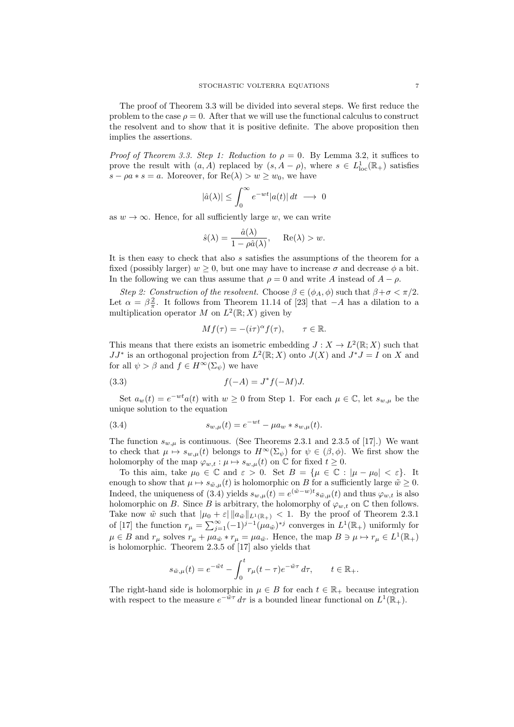The proof of Theorem 3.3 will be divided into several steps. We first reduce the problem to the case $\rho = 0$. After that we will use the functional calculus to construct the resolvent and to show that it is positive definite. The above proposition then implies the assertions.

*Proof of Theorem 3.3. Step 1: Reduction to $\rho = 0$.* By Lemma 3.2, it suffices to prove the result with $(a, A)$ replaced by $(s, A - \rho)$, where $s \in L^1_{\mathrm{loc}}(\mathbb{R}_+)$ satisfies $s - \rho a * s = a$. Moreover, for $\mathrm{Re}(\lambda) > w \geq w_0$, we have

$$|\hat{a}(\lambda)| \leq \int_0^\infty e^{-wt} |a(t)|\, dt \;\longrightarrow\; 0$$

as $w \to \infty$. Hence, for all sufficiently large $w$, we can write

$$\hat{s}(\lambda) = \frac{\hat{a}(\lambda)}{1 - \rho \hat{a}(\lambda)}, \qquad \mathrm{Re}(\lambda) > w.$$

It is then easy to check that also $s$ satisfies the assumptions of the theorem for a fixed (possibly larger) $w \geq 0$, but one may have to increase $\sigma$ and decrease $\phi$ a bit. In the following we can thus assume that $\rho = 0$ and write $A$ instead of $A - \rho$.

*Step 2: Construction of the resolvent.* Choose $\beta \in (\phi_A, \phi)$ such that $\beta + \sigma < \pi/2$. Let $\alpha = \beta \frac{2}{\pi}$. It follows from Theorem 11.14 of [23] that $-A$ has a dilation to a multiplication operator $M$ on $L^2(\mathbb{R}; X)$ given by

$$Mf(\tau) = -(i\tau)^\alpha f(\tau), \qquad \tau \in \mathbb{R}.$$

This means that there exists an isometric embedding $J : X \to L^2(\mathbb{R}; X)$ such that $JJ^*$ is an orthogonal projection from $L^2(\mathbb{R}; X)$ onto $J(X)$ and $J^*J = I$ on $X$ and for all $\psi > \beta$ and $f \in H^\infty(\Sigma_\psi)$ we have

$$f(-A) = J^* f(-M) J. \tag{3.3}$$

Set $a_w(t) = e^{-wt} a(t)$ with $w \geq 0$ from Step 1. For each $\mu \in \mathbb{C}$, let $s_{w,\mu}$ be the unique solution to the equation

$$s_{w,\mu}(t) = e^{-wt} - \mu a_w * s_{w,\mu}(t). \tag{3.4}$$

The function $s_{w,\mu}$ is continuous. (See Theorems 2.3.1 and 2.3.5 of [17].) We want to check that $\mu \mapsto s_{w,\mu}(t)$ belongs to $H^\infty(\Sigma_\psi)$ for $\psi \in (\beta, \phi)$. We first show the holomorphy of the map $\varphi_{w,t} : \mu \mapsto s_{w,\mu}(t)$ on $\mathbb{C}$ for fixed $t \geq 0$.

To this aim, take $\mu_0 \in \mathbb{C}$ and $\varepsilon > 0$. Set $B = \{\mu \in \mathbb{C} : |\mu - \mu_0| < \varepsilon\}$. It enough to show that $\mu \mapsto s_{\tilde{w},\mu}(t)$ is holomorphic on $B$ for a sufficiently large $\tilde{w} \geq 0$. Indeed, the uniqueness of (3.4) yields $s_{w,\mu}(t) = e^{(\tilde{w} - w)t} s_{\tilde{w},\mu}(t)$ and thus $\varphi_{w,t}$ is also holomorphic on $B$. Since $B$ is arbitrary, the holomorphy of $\varphi_{w,t}$ on $\mathbb{C}$ then follows. Take now $\tilde{w}$ such that $|\mu_0 + \varepsilon|\, \|a_{\tilde{w}}\|_{L^1(\mathbb{R}_+)} < 1$. By the proof of Theorem 2.3.1 of [17] the function $r_\mu = \sum_{j=1}^\infty (-1)^{j-1} (\mu a_{\tilde{w}})^{*j}$ converges in $L^1(\mathbb{R}_+)$ uniformly for $\mu \in B$ and $r_\mu$ solves $r_\mu + \mu a_{\tilde{w}} * r_\mu = \mu a_{\tilde{w}}$. Hence, the map $B \ni \mu \mapsto r_\mu \in L^1(\mathbb{R}_+)$ is holomorphic. Theorem 2.3.5 of [17] also yields that

$$s_{\tilde{w},\mu}(t) = e^{-\tilde{w}t} - \int_0^t r_\mu(t - \tau) e^{-\tilde{w}\tau}\, d\tau, \qquad t \in \mathbb{R}_+.$$

The right-hand side is holomorphic in $\mu \in B$ for each $t \in \mathbb{R}_+$ because integration with respect to the measure $e^{-\tilde{w}\tau}\, d\tau$ is a bounded linear functional on $L^1(\mathbb{R}_+)$.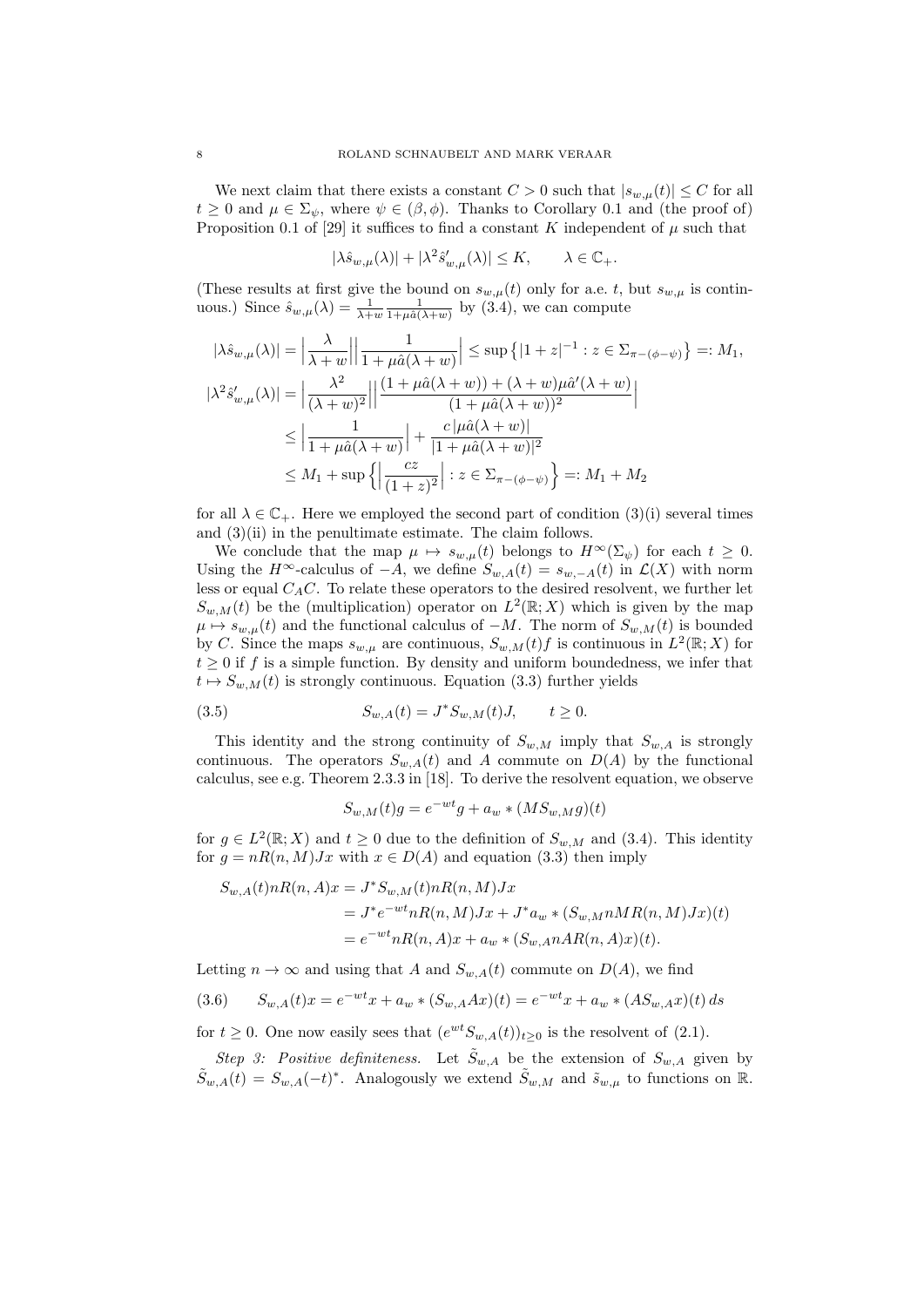We next claim that there exists a constant $C > 0$ such that $|s_{w,\mu}(t)| \le C$ for all $t \ge 0$ and $\mu \in \Sigma_\psi$, where $\psi \in (\beta, \phi)$. Thanks to Corollary 0.1 and (the proof of) Proposition 0.1 of [29] it suffices to find a constant $K$ independent of $\mu$ such that

$$|\lambda \hat{s}_{w,\mu}(\lambda)| + |\lambda^2 \hat{s}'_{w,\mu}(\lambda)| \le K, \qquad \lambda \in \mathbb{C}_+.$$

(These results at first give the bound on $s_{w,\mu}(t)$ only for a.e. $t$, but $s_{w,\mu}$ is continuous.) Since $\hat{s}_{w,\mu}(\lambda) = \frac{1}{\lambda+w}\frac{1}{1+\mu\hat{a}(\lambda+w)}$ by (3.4), we can compute

$$\begin{aligned}
|\lambda \hat{s}_{w,\mu}(\lambda)| &= \Big|\frac{\lambda}{\lambda+w}\Big|\Big|\frac{1}{1+\mu\hat{a}(\lambda+w)}\Big| \le \sup\big\{|1+z|^{-1} : z \in \Sigma_{\pi-(\phi-\psi)}\big\} =: M_1, \\
|\lambda^2 \hat{s}'_{w,\mu}(\lambda)| &= \Big|\frac{\lambda^2}{(\lambda+w)^2}\Big|\Big|\frac{(1+\mu\hat{a}(\lambda+w)) + (\lambda+w)\mu\hat{a}'(\lambda+w)}{(1+\mu\hat{a}(\lambda+w))^2}\Big| \\
&\le \Big|\frac{1}{1+\mu\hat{a}(\lambda+w)}\Big| + \frac{c\,|\mu\hat{a}(\lambda+w)|}{|1+\mu\hat{a}(\lambda+w)|^2} \\
&\le M_1 + \sup\Big\{\Big|\frac{cz}{(1+z)^2}\Big| : z \in \Sigma_{\pi-(\phi-\psi)}\Big\} =: M_1 + M_2
\end{aligned}$$

for all $\lambda \in \mathbb{C}_+$. Here we employed the second part of condition (3)(i) several times and (3)(ii) in the penultimate estimate. The claim follows.

We conclude that the map $\mu \mapsto s_{w,\mu}(t)$ belongs to $H^\infty(\Sigma_\psi)$ for each $t \ge 0$. Using the $H^\infty$-calculus of $-A$, we define $S_{w,A}(t) = s_{w,-A}(t)$ in $\mathcal{L}(X)$ with norm less or equal $C_A C$. To relate these operators to the desired resolvent, we further let $S_{w,M}(t)$ be the (multiplication) operator on $L^2(\mathbb{R};X)$ which is given by the map $\mu \mapsto s_{w,\mu}(t)$ and the functional calculus of $-M$. The norm of $S_{w,M}(t)$ is bounded by $C$. Since the maps $s_{w,\mu}$ are continuous, $S_{w,M}(t)f$ is continuous in $L^2(\mathbb{R};X)$ for $t \ge 0$ if $f$ is a simple function. By density and uniform boundedness, we infer that $t \mapsto S_{w,M}(t)$ is strongly continuous. Equation (3.3) further yields

$$S_{w,A}(t) = J^* S_{w,M}(t) J, \qquad t \ge 0. \tag{3.5}$$

This identity and the strong continuity of $S_{w,M}$ imply that $S_{w,A}$ is strongly continuous. The operators $S_{w,A}(t)$ and $A$ commute on $D(A)$ by the functional calculus, see e.g. Theorem 2.3.3 in [18]. To derive the resolvent equation, we observe

$$S_{w,M}(t)g = e^{-wt}g + a_w * (MS_{w,M}g)(t)$$

for $g \in L^2(\mathbb{R};X)$ and $t \ge 0$ due to the definition of $S_{w,M}$ and (3.4). This identity for $g = nR(n,M)Jx$ with $x \in D(A)$ and equation (3.3) then imply

$$\begin{aligned}
S_{w,A}(t)nR(n,A)x &= J^* S_{w,M}(t) nR(n,M)Jx \\
&= J^* e^{-wt} nR(n,M)Jx + J^* a_w * (S_{w,M} nMR(n,M)Jx)(t) \\
&= e^{-wt} nR(n,A)x + a_w * (S_{w,A} nAR(n,A)x)(t).
\end{aligned}$$

Letting $n \to \infty$ and using that $A$ and $S_{w,A}(t)$ commute on $D(A)$, we find

$$S_{w,A}(t)x = e^{-wt}x + a_w * (S_{w,A}Ax)(t) = e^{-wt}x + a_w * (AS_{w,A}x)(t)\,ds \tag{3.6}$$

for $t \ge 0$. One now easily sees that $(e^{wt}S_{w,A}(t))_{t\ge 0}$ is the resolvent of (2.1).

*Step 3: Positive definiteness.* Let $\tilde{S}_{w,A}$ be the extension of $S_{w,A}$ given by $\tilde{S}_{w,A}(t) = S_{w,A}(-t)^*$. Analogously we extend $\tilde{S}_{w,M}$ and $\tilde{s}_{w,\mu}$ to functions on $\mathbb{R}$.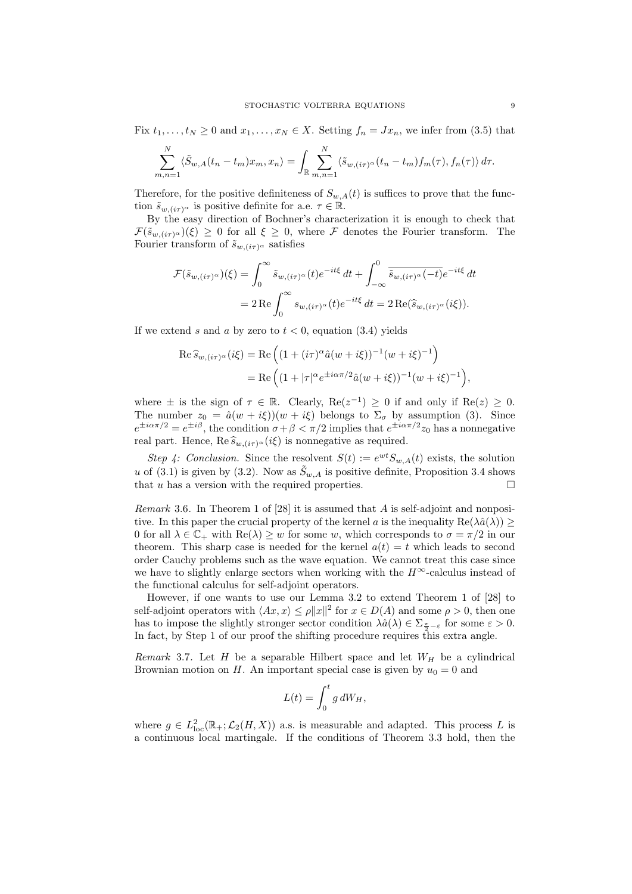Fix $t_1, \ldots, t_N \geq 0$ and $x_1, \ldots, x_N \in X$. Setting $f_n = Jx_n$, we infer from (3.5) that

$$\sum_{m,n=1}^{N} \langle \tilde{S}_{w,A}(t_n - t_m)x_m, x_n\rangle = \int_{\mathbb{R}} \sum_{m,n=1}^{N} \langle \tilde{s}_{w,(i\tau)^\alpha}(t_n - t_m) f_m(\tau), f_n(\tau)\rangle \, d\tau.$$

Therefore, for the positive definiteness of $S_{w,A}(t)$ is suffices to prove that the function $\tilde{s}_{w,(i\tau)^\alpha}$ is positive definite for a.e. $\tau \in \mathbb{R}$.

By the easy direction of Bochner's characterization it is enough to check that $\mathcal{F}(\tilde{s}_{w,(i\tau)^\alpha})(\xi) \geq 0$ for all $\xi \geq 0$, where $\mathcal{F}$ denotes the Fourier transform. The Fourier transform of $\tilde{s}_{w,(i\tau)^\alpha}$ satisfies

$$\begin{aligned}
\mathcal{F}(\tilde{s}_{w,(i\tau)^\alpha})(\xi) &= \int_0^\infty \tilde{s}_{w,(i\tau)^\alpha}(t) e^{-it\xi} \, dt + \int_{-\infty}^0 \overline{\tilde{s}_{w,(i\tau)^\alpha}(-t)} e^{-it\xi} \, dt \\
&= 2 \operatorname{Re} \int_0^\infty s_{w,(i\tau)^\alpha}(t) e^{-it\xi} \, dt = 2 \operatorname{Re}(\widehat{s}_{w,(i\tau)^\alpha}(i\xi)).
\end{aligned}$$

If we extend $s$ and $a$ by zero to $t < 0$, equation (3.4) yields

$$\begin{aligned}
\operatorname{Re} \widehat{s}_{w,(i\tau)^\alpha}(i\xi) &= \operatorname{Re}\Big( (1 + (i\tau)^\alpha \hat{a}(w + i\xi))^{-1} (w + i\xi)^{-1} \Big) \\
&= \operatorname{Re}\Big( (1 + |\tau|^\alpha e^{\pm i\alpha\pi/2} \hat{a}(w + i\xi))^{-1} (w + i\xi)^{-1} \Big),
\end{aligned}$$

where $\pm$ is the sign of $\tau \in \mathbb{R}$. Clearly, $\operatorname{Re}(z^{-1}) \geq 0$ if and only if $\operatorname{Re}(z) \geq 0$. The number $z_0 = \hat{a}(w + i\xi))(w + i\xi)$ belongs to $\Sigma_\sigma$ by assumption (3). Since $e^{\pm i\alpha\pi/2} = e^{\pm i\beta}$, the condition $\sigma + \beta < \pi/2$ implies that $e^{\pm i\alpha\pi/2} z_0$ has a nonnegative real part. Hence, $\operatorname{Re} \widehat{s}_{w,(i\tau)^\alpha}(i\xi)$ is nonnegative as required.

*Step 4: Conclusion.* Since the resolvent $S(t) := e^{wt} S_{w,A}(t)$ exists, the solution $u$ of (3.1) is given by (3.2). Now as $\tilde{S}_{w,A}$ is positive definite, Proposition 3.4 shows that $u$ has a version with the required properties. $\square$

*Remark* 3.6. In Theorem 1 of [28] it is assumed that $A$ is self-adjoint and nonpositive. In this paper the crucial property of the kernel $a$ is the inequality $\operatorname{Re}(\lambda\hat{a}(\lambda)) \geq 0$ for all $\lambda \in \mathbb{C}_+$ with $\operatorname{Re}(\lambda) \geq w$ for some $w$, which corresponds to $\sigma = \pi/2$ in our theorem. This sharp case is needed for the kernel $a(t) = t$ which leads to second order Cauchy problems such as the wave equation. We cannot treat this case since we have to slightly enlarge sectors when working with the $H^\infty$-calculus instead of the functional calculus for self-adjoint operators.

However, if one wants to use our Lemma 3.2 to extend Theorem 1 of [28] to self-adjoint operators with $\langle Ax, x\rangle \leq \rho\|x\|^2$ for $x \in D(A)$ and some $\rho > 0$, then one has to impose the slightly stronger sector condition $\lambda\hat{a}(\lambda) \in \Sigma_{\frac{\pi}{2} - \varepsilon}$ for some $\varepsilon > 0$. In fact, by Step 1 of our proof the shifting procedure requires this extra angle.

*Remark* 3.7. Let $H$ be a separable Hilbert space and let $W_H$ be a cylindrical Brownian motion on $H$. An important special case is given by $u_0 = 0$ and

$$L(t) = \int_0^t g \, dW_H,$$

where $g \in L^2_{\text{loc}}(\mathbb{R}_+; \mathcal{L}_2(H, X))$ a.s. is measurable and adapted. This process $L$ is a continuous local martingale. If the conditions of Theorem 3.3 hold, then the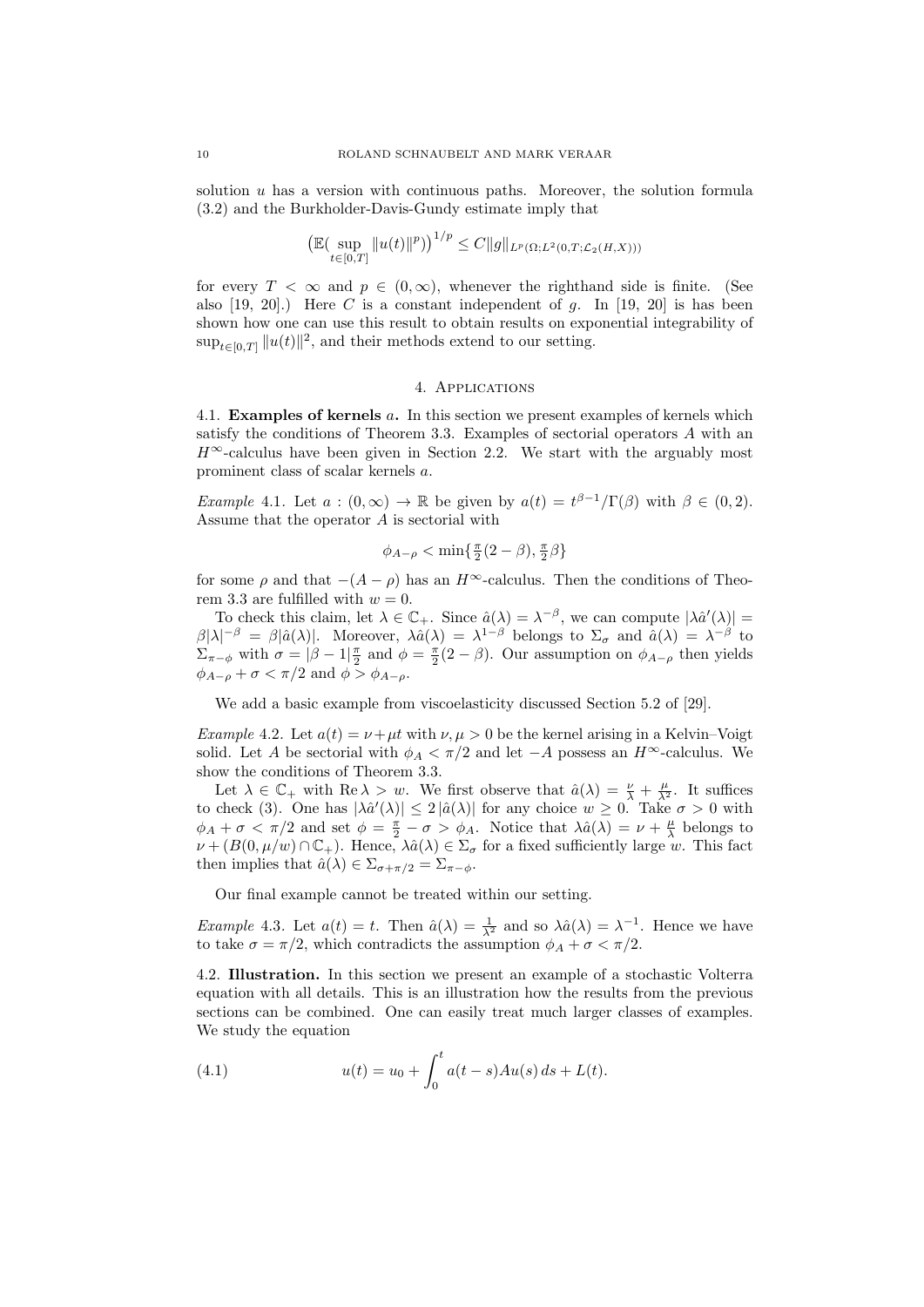solution $u$ has a version with continuous paths. Moreover, the solution formula (3.2) and the Burkholder-Davis-Gundy estimate imply that

$$\big(\mathbb{E}(\sup_{t\in[0,T]} \|u(t)\|^p)\big)^{1/p} \leq C\|g\|_{L^p(\Omega;L^2(0,T;\mathcal{L}_2(H,X)))}$$

for every $T < \infty$ and $p \in (0,\infty)$, whenever the righthand side is finite. (See also [19, 20].) Here $C$ is a constant independent of $g$. In [19, 20] is has been shown how one can use this result to obtain results on exponential integrability of $\sup_{t\in[0,T]} \|u(t)\|^2$, and their methods extend to our setting.

## 4. Applications

**4.1. Examples of kernels $a$.** In this section we present examples of kernels which satisfy the conditions of Theorem 3.3. Examples of sectorial operators $A$ with an $H^\infty$-calculus have been given in Section 2.2. We start with the arguably most prominent class of scalar kernels $a$.

*Example* 4.1. Let $a : (0,\infty) \to \mathbb{R}$ be given by $a(t) = t^{\beta-1}/\Gamma(\beta)$ with $\beta \in (0,2)$. Assume that the operator $A$ is sectorial with

$$\phi_{A-\rho} < \min\{\tfrac{\pi}{2}(2-\beta), \tfrac{\pi}{2}\beta\}$$

for some $\rho$ and that $-(A-\rho)$ has an $H^\infty$-calculus. Then the conditions of Theorem 3.3 are fulfilled with $w = 0$.

To check this claim, let $\lambda \in \mathbb{C}_+$. Since $\hat{a}(\lambda) = \lambda^{-\beta}$, we can compute $|\lambda\hat{a}'(\lambda)| = \beta|\lambda|^{-\beta} = \beta|\hat{a}(\lambda)|$. Moreover, $\lambda\hat{a}(\lambda) = \lambda^{1-\beta}$ belongs to $\Sigma_\sigma$ and $\hat{a}(\lambda) = \lambda^{-\beta}$ to $\Sigma_{\pi-\phi}$ with $\sigma = |\beta-1|\frac{\pi}{2}$ and $\phi = \frac{\pi}{2}(2-\beta)$. Our assumption on $\phi_{A-\rho}$ then yields $\phi_{A-\rho} + \sigma < \pi/2$ and $\phi > \phi_{A-\rho}$.

We add a basic example from viscoelasticity discussed Section 5.2 of [29].

*Example* 4.2. Let $a(t) = \nu + \mu t$ with $\nu, \mu > 0$ be the kernel arising in a Kelvin–Voigt solid. Let $A$ be sectorial with $\phi_A < \pi/2$ and let $-A$ possess an $H^\infty$-calculus. We show the conditions of Theorem 3.3.

Let $\lambda \in \mathbb{C}_+$ with $\operatorname{Re}\lambda > w$. We first observe that $\hat{a}(\lambda) = \frac{\nu}{\lambda} + \frac{\mu}{\lambda^2}$. It suffices to check (3). One has $|\lambda\hat{a}'(\lambda)| \leq 2\,|\hat{a}(\lambda)|$ for any choice $w \geq 0$. Take $\sigma > 0$ with $\phi_A + \sigma < \pi/2$ and set $\phi = \frac{\pi}{2} - \sigma > \phi_A$. Notice that $\lambda\hat{a}(\lambda) = \nu + \frac{\mu}{\lambda}$ belongs to $\nu + (B(0,\mu/w) \cap \mathbb{C}_+)$. Hence, $\lambda\hat{a}(\lambda) \in \Sigma_\sigma$ for a fixed sufficiently large $w$. This fact then implies that $\hat{a}(\lambda) \in \Sigma_{\sigma+\pi/2} = \Sigma_{\pi-\phi}$.

Our final example cannot be treated within our setting.

*Example* 4.3. Let $a(t) = t$. Then $\hat{a}(\lambda) = \frac{1}{\lambda^2}$ and so $\lambda\hat{a}(\lambda) = \lambda^{-1}$. Hence we have to take $\sigma = \pi/2$, which contradicts the assumption $\phi_A + \sigma < \pi/2$.

**4.2. Illustration.** In this section we present an example of a stochastic Volterra equation with all details. This is an illustration how the results from the previous sections can be combined. One can easily treat much larger classes of examples. We study the equation

$$u(t) = u_0 + \int_0^t a(t-s)Au(s)\,ds + L(t). \tag{4.1}$$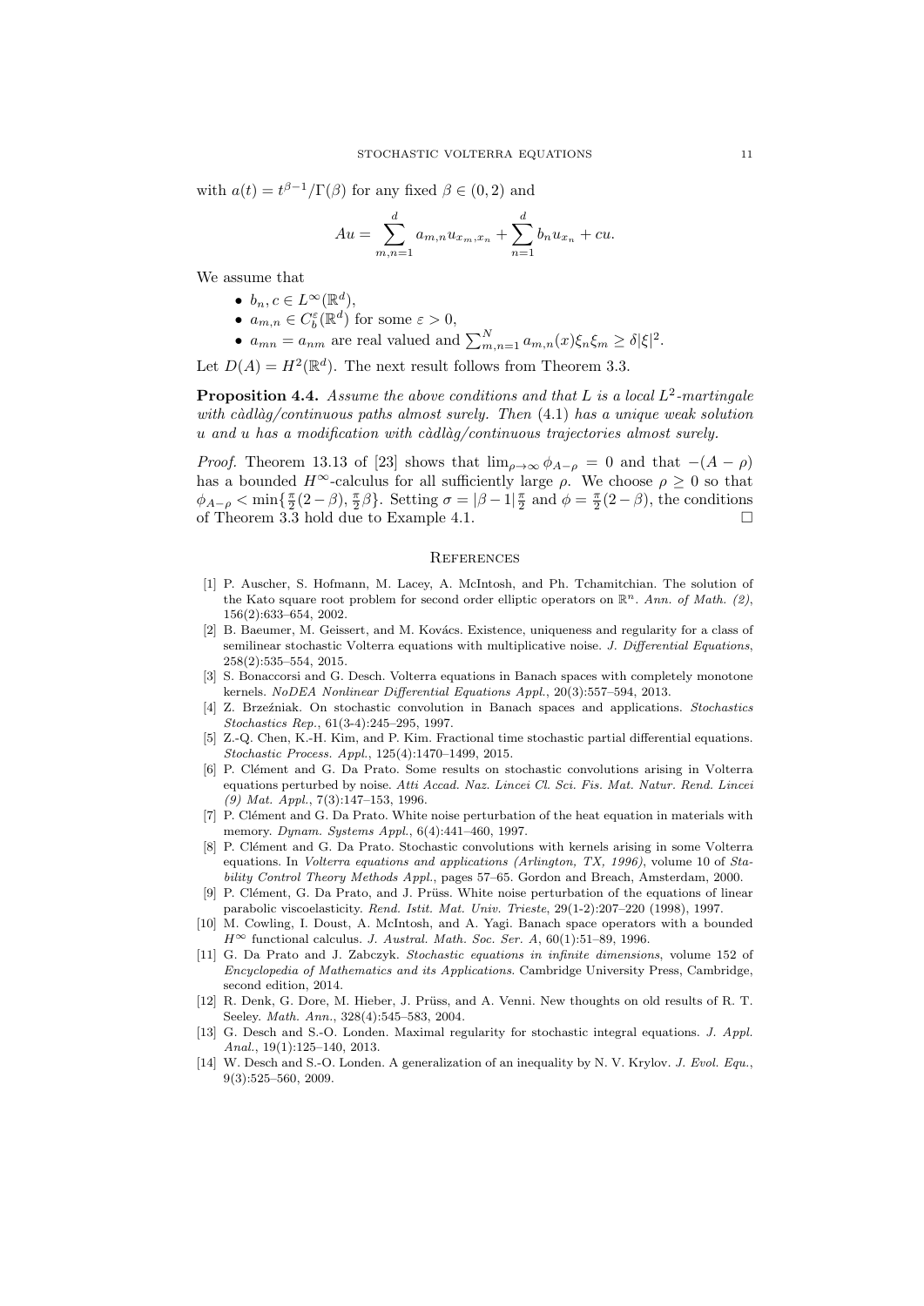with $a(t) = t^{\beta-1}/\Gamma(\beta)$ for any fixed $\beta \in (0, 2)$ and

$$Au = \sum_{m,n=1}^{d} a_{m,n} u_{x_m, x_n} + \sum_{n=1}^{d} b_n u_{x_n} + cu.$$

We assume that

- $b_n, c \in L^\infty(\mathbb{R}^d)$,
- $a_{m,n} \in C_b^\varepsilon(\mathbb{R}^d)$ for some $\varepsilon > 0$,
- $a_{mn} = a_{nm}$ are real valued and $\sum_{m,n=1}^{N} a_{m,n}(x)\xi_n \xi_m \geq \delta |\xi|^2$.

Let $D(A) = H^2(\mathbb{R}^d)$. The next result follows from Theorem 3.3.

**Proposition 4.4.** *Assume the above conditions and that $L$ is a local $L^2$-martingale with càdlàg/continuous paths almost surely. Then (4.1) has a unique weak solution $u$ and $u$ has a modification with càdlàg/continuous trajectories almost surely.*

*Proof.* Theorem 13.13 of [23] shows that $\lim_{\rho \to \infty} \phi_{A-\rho} = 0$ and that $-(A - \rho)$ has a bounded $H^\infty$-calculus for all sufficiently large $\rho$. We choose $\rho \geq 0$ so that $\phi_{A-\rho} < \min\{\frac{\pi}{2}(2-\beta), \frac{\pi}{2}\beta\}$. Setting $\sigma = |\beta - 1|\frac{\pi}{2}$ and $\phi = \frac{\pi}{2}(2-\beta)$, the conditions of Theorem 3.3 hold due to Example 4.1. □

## References

[1] P. Auscher, S. Hofmann, M. Lacey, A. McIntosh, and Ph. Tchamitchian. The solution of the Kato square root problem for second order elliptic operators on $\mathbb{R}^n$. *Ann. of Math. (2)*, 156(2):633–654, 2002.

[2] B. Baeumer, M. Geissert, and M. Kovács. Existence, uniqueness and regularity for a class of semilinear stochastic Volterra equations with multiplicative noise. *J. Differential Equations*, 258(2):535–554, 2015.

[3] S. Bonaccorsi and G. Desch. Volterra equations in Banach spaces with completely monotone kernels. *NoDEA Nonlinear Differential Equations Appl.*, 20(3):557–594, 2013.

[4] Z. Brzeźniak. On stochastic convolution in Banach spaces and applications. *Stochastics Stochastics Rep.*, 61(3-4):245–295, 1997.

[5] Z.-Q. Chen, K.-H. Kim, and P. Kim. Fractional time stochastic partial differential equations. *Stochastic Process. Appl.*, 125(4):1470–1499, 2015.

[6] P. Clément and G. Da Prato. Some results on stochastic convolutions arising in Volterra equations perturbed by noise. *Atti Accad. Naz. Lincei Cl. Sci. Fis. Mat. Natur. Rend. Lincei (9) Mat. Appl.*, 7(3):147–153, 1996.

[7] P. Clément and G. Da Prato. White noise perturbation of the heat equation in materials with memory. *Dynam. Systems Appl.*, 6(4):441–460, 1997.

[8] P. Clément and G. Da Prato. Stochastic convolutions with kernels arising in some Volterra equations. In *Volterra equations and applications (Arlington, TX, 1996)*, volume 10 of *Stability Control Theory Methods Appl.*, pages 57–65. Gordon and Breach, Amsterdam, 2000.

[9] P. Clément, G. Da Prato, and J. Prüss. White noise perturbation of the equations of linear parabolic viscoelasticity. *Rend. Istit. Mat. Univ. Trieste*, 29(1-2):207–220 (1998), 1997.

[10] M. Cowling, I. Doust, A. McIntosh, and A. Yagi. Banach space operators with a bounded $H^\infty$ functional calculus. *J. Austral. Math. Soc. Ser. A*, 60(1):51–89, 1996.

[11] G. Da Prato and J. Zabczyk. *Stochastic equations in infinite dimensions*, volume 152 of *Encyclopedia of Mathematics and its Applications*. Cambridge University Press, Cambridge, second edition, 2014.

[12] R. Denk, G. Dore, M. Hieber, J. Prüss, and A. Venni. New thoughts on old results of R. T. Seeley. *Math. Ann.*, 328(4):545–583, 2004.

[13] G. Desch and S.-O. Londen. Maximal regularity for stochastic integral equations. *J. Appl. Anal.*, 19(1):125–140, 2013.

[14] W. Desch and S.-O. Londen. A generalization of an inequality by N. V. Krylov. *J. Evol. Equ.*, 9(3):525–560, 2009.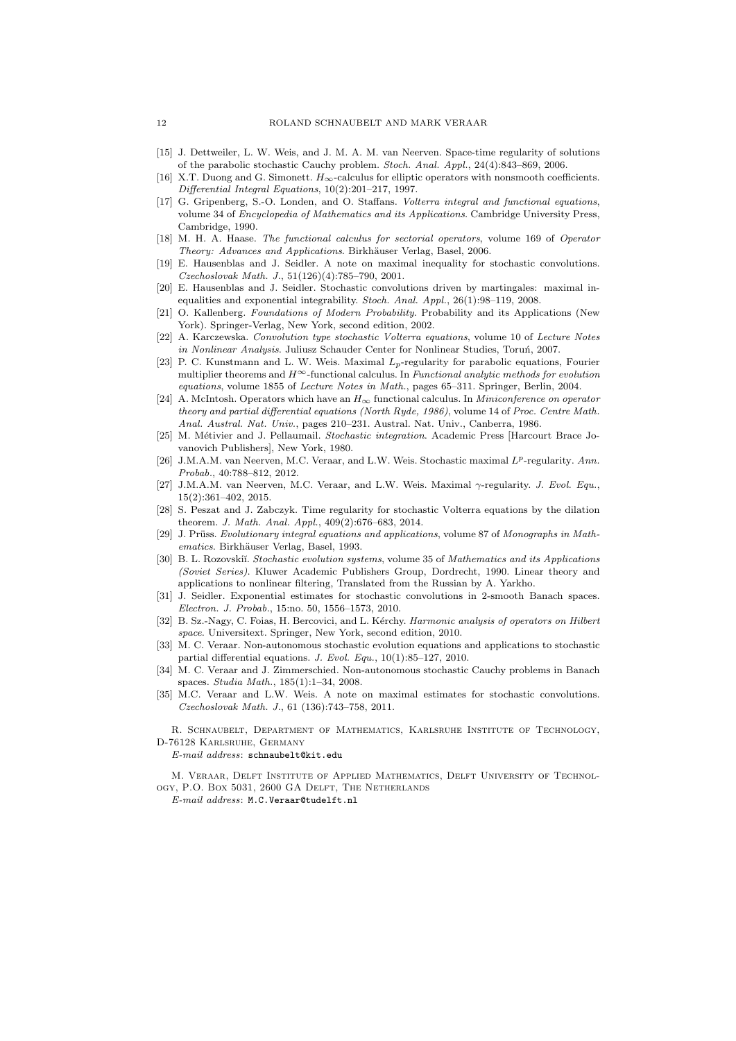[15] J. Dettweiler, L. W. Weis, and J. M. A. M. van Neerven. Space-time regularity of solutions of the parabolic stochastic Cauchy problem. *Stoch. Anal. Appl.*, 24(4):843–869, 2006.

[16] X.T. Duong and G. Simonett. $H_\infty$-calculus for elliptic operators with nonsmooth coefficients. *Differential Integral Equations*, 10(2):201–217, 1997.

[17] G. Gripenberg, S.-O. Londen, and O. Staffans. *Volterra integral and functional equations*, volume 34 of *Encyclopedia of Mathematics and its Applications*. Cambridge University Press, Cambridge, 1990.

[18] M. H. A. Haase. *The functional calculus for sectorial operators*, volume 169 of *Operator Theory: Advances and Applications*. Birkhäuser Verlag, Basel, 2006.

[19] E. Hausenblas and J. Seidler. A note on maximal inequality for stochastic convolutions. *Czechoslovak Math. J.*, 51(126)(4):785–790, 2001.

[20] E. Hausenblas and J. Seidler. Stochastic convolutions driven by martingales: maximal inequalities and exponential integrability. *Stoch. Anal. Appl.*, 26(1):98–119, 2008.

[21] O. Kallenberg. *Foundations of Modern Probability*. Probability and its Applications (New York). Springer-Verlag, New York, second edition, 2002.

[22] A. Karczewska. *Convolution type stochastic Volterra equations*, volume 10 of *Lecture Notes in Nonlinear Analysis*. Juliusz Schauder Center for Nonlinear Studies, Toruń, 2007.

[23] P. C. Kunstmann and L. W. Weis. Maximal $L_p$-regularity for parabolic equations, Fourier multiplier theorems and $H^\infty$-functional calculus. In *Functional analytic methods for evolution equations*, volume 1855 of *Lecture Notes in Math.*, pages 65–311. Springer, Berlin, 2004.

[24] A. McIntosh. Operators which have an $H_\infty$ functional calculus. In *Miniconference on operator theory and partial differential equations (North Ryde, 1986)*, volume 14 of *Proc. Centre Math. Anal. Austral. Nat. Univ.*, pages 210–231. Austral. Nat. Univ., Canberra, 1986.

[25] M. Métivier and J. Pellaumail. *Stochastic integration*. Academic Press [Harcourt Brace Jovanovich Publishers], New York, 1980.

[26] J.M.A.M. van Neerven, M.C. Veraar, and L.W. Weis. Stochastic maximal $L^p$-regularity. *Ann. Probab.*, 40:788–812, 2012.

[27] J.M.A.M. van Neerven, M.C. Veraar, and L.W. Weis. Maximal $\gamma$-regularity. *J. Evol. Equ.*, 15(2):361–402, 2015.

[28] S. Peszat and J. Zabczyk. Time regularity for stochastic Volterra equations by the dilation theorem. *J. Math. Anal. Appl.*, 409(2):676–683, 2014.

[29] J. Prüss. *Evolutionary integral equations and applications*, volume 87 of *Monographs in Mathematics*. Birkhäuser Verlag, Basel, 1993.

[30] B. L. Rozovskiĭ. *Stochastic evolution systems*, volume 35 of *Mathematics and its Applications (Soviet Series)*. Kluwer Academic Publishers Group, Dordrecht, 1990. Linear theory and applications to nonlinear filtering, Translated from the Russian by A. Yarkho.

[31] J. Seidler. Exponential estimates for stochastic convolutions in 2-smooth Banach spaces. *Electron. J. Probab.*, 15:no. 50, 1556–1573, 2010.

[32] B. Sz.-Nagy, C. Foias, H. Bercovici, and L. Kérchy. *Harmonic analysis of operators on Hilbert space*. Universitext. Springer, New York, second edition, 2010.

[33] M. C. Veraar. Non-autonomous stochastic evolution equations and applications to stochastic partial differential equations. *J. Evol. Equ.*, 10(1):85–127, 2010.

[34] M. C. Veraar and J. Zimmerschied. Non-autonomous stochastic Cauchy problems in Banach spaces. *Studia Math.*, 185(1):1–34, 2008.

[35] M.C. Veraar and L.W. Weis. A note on maximal estimates for stochastic convolutions. *Czechoslovak Math. J.*, 61 (136):743–758, 2011.

R. Schnaubelt, Department of Mathematics, Karlsruhe Institute of Technology, D-76128 Karlsruhe, Germany

*E-mail address*: schnaubelt@kit.edu

M. Veraar, Delft Institute of Applied Mathematics, Delft University of Technology, P.O. Box 5031, 2600 GA Delft, The Netherlands

*E-mail address*: M.C.Veraar@tudelft.nl